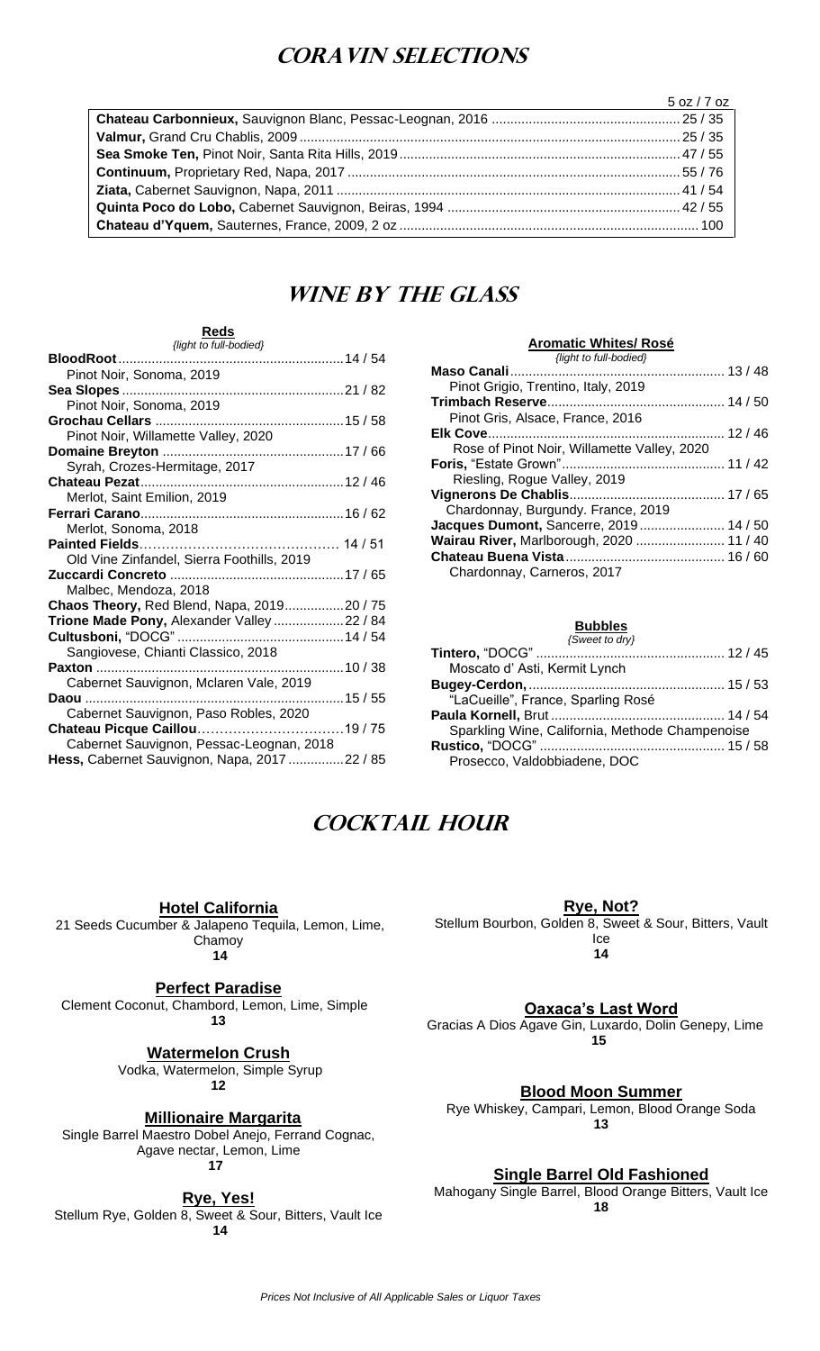# Coravin Selections

| | 5 oz / 7 oz |
|---|---|
| **Chateau Carbonnieux,** Sauvignon Blanc, Pessac-Leognan, 2016 | 25 / 35 |
| **Valmur,** Grand Cru Chablis, 2009 | 25 / 35 |
| **Sea Smoke Ten,** Pinot Noir, Santa Rita Hills, 2019 | 47 / 55 |
| **Continuum,** Proprietary Red, Napa, 2017 | 55 / 76 |
| **Ziata,** Cabernet Sauvignon, Napa, 2011 | 41 / 54 |
| **Quinta Poco do Lobo,** Cabernet Sauvignon, Beiras, 1994 | 42 / 55 |
| **Chateau d'Yquem,** Sauternes, France, 2009, 2 oz | 100 |

# Wine by the Glass

### Reds
*{light to full-bodied}*

- **BloodRoot** .... 14 / 54
  Pinot Noir, Sonoma, 2019
- **Sea Slopes** .... 21 / 82
  Pinot Noir, Sonoma, 2019
- **Grochau Cellars** .... 15 / 58
  Pinot Noir, Willamette Valley, 2020
- **Domaine Breyton** .... 17 / 66
  Syrah, Crozes-Hermitage, 2017
- **Chateau Pezat** .... 12 / 46
  Merlot, Saint Emilion, 2019
- **Ferrari Carano** .... 16 / 62
  Merlot, Sonoma, 2018
- **Painted Fields** .... 14 / 51
  Old Vine Zinfandel, Sierra Foothills, 2019
- **Zuccardi Concreto** .... 17 / 65
  Malbec, Mendoza, 2018
- **Chaos Theory,** Red Blend, Napa, 2019 .... 20 / 75
- **Trione Made Pony,** Alexander Valley .... 22 / 84
- **Cultusboni,** "DOCG" .... 14 / 54
  Sangiovese, Chianti Classico, 2018
- **Paxton** .... 10 / 38
  Cabernet Sauvignon, Mclaren Vale, 2019
- **Daou** .... 15 / 55
  Cabernet Sauvignon, Paso Robles, 2020
- **Chateau Picque Caillou** .... 19 / 75
  Cabernet Sauvignon, Pessac-Leognan, 2018
- **Hess,** Cabernet Sauvignon, Napa, 2017 .... 22 / 85

### Aromatic Whites/ Rosé
*{light to full-bodied}*

- **Maso Canali** .... 13 / 48
  Pinot Grigio, Trentino, Italy, 2019
- **Trimbach Reserve** .... 14 / 50
  Pinot Gris, Alsace, France, 2016
- **Elk Cove** .... 12 / 46
  Rose of Pinot Noir, Willamette Valley, 2020
- **Foris,** "Estate Grown" .... 11 / 42
  Riesling, Rogue Valley, 2019
- **Vignerons De Chablis** .... 17 / 65
  Chardonnay, Burgundy. France, 2019
- **Jacques Dumont,** Sancerre, 2019 .... 14 / 50
- **Wairau River,** Marlborough, 2020 .... 11 / 40
- **Chateau Buena Vista** .... 16 / 60
  Chardonnay, Carneros, 2017

### Bubbles
*{Sweet to dry}*

- **Tintero,** "DOCG" .... 12 / 45
  Moscato d' Asti, Kermit Lynch
- **Bugey-Cerdon,** .... 15 / 53
  "LaCueille", France, Sparling Rosé
- **Paula Kornell,** Brut .... 14 / 54
  Sparkling Wine, California, Methode Champenoise
- **Rustico,** "DOCG" .... 15 / 58
  Prosecco, Valdobbiadene, DOC

# Cocktail Hour

**Hotel California**
21 Seeds Cucumber & Jalapeno Tequila, Lemon, Lime, Chamoy
**14**

**Perfect Paradise**
Clement Coconut, Chambord, Lemon, Lime, Simple
**13**

**Watermelon Crush**
Vodka, Watermelon, Simple Syrup
**12**

**Millionaire Margarita**
Single Barrel Maestro Dobel Anejo, Ferrand Cognac, Agave nectar, Lemon, Lime
**17**

**Rye, Yes!**
Stellum Rye, Golden 8, Sweet & Sour, Bitters, Vault Ice
**14**

**Rye, Not?**
Stellum Bourbon, Golden 8, Sweet & Sour, Bitters, Vault Ice
**14**

**Oaxaca's Last Word**
Gracias A Dios Agave Gin, Luxardo, Dolin Genepy, Lime
**15**

**Blood Moon Summer**
Rye Whiskey, Campari, Lemon, Blood Orange Soda
**13**

**Single Barrel Old Fashioned**
Mahogany Single Barrel, Blood Orange Bitters, Vault Ice
**18**

*Prices Not Inclusive of All Applicable Sales or Liquor Taxes*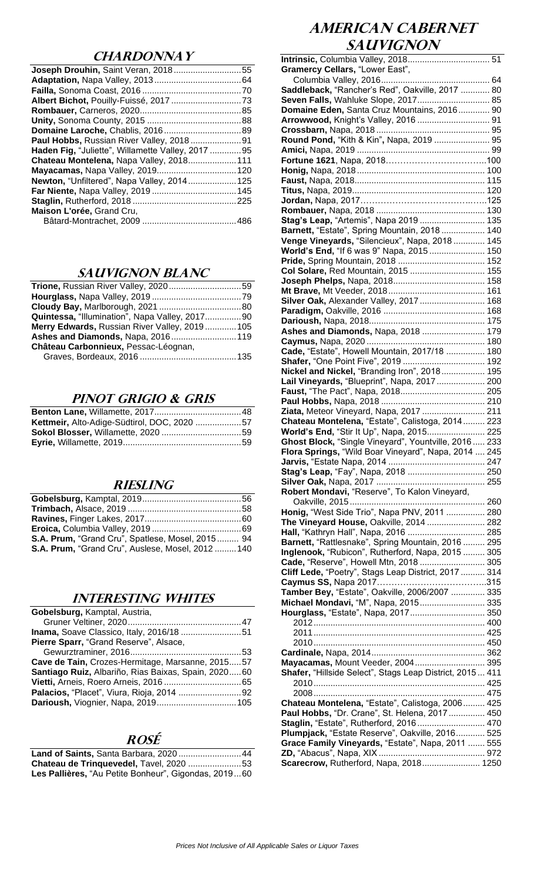## Chardonnay

**Joseph Drouhin,** Saint Veran, 2018 ............ 55
**Adaptation,** Napa Valley, 2013 ............ 64
**Failla,** Sonoma Coast, 2016 ............ 70
**Albert Bichot,** Pouilly-Fuissé, 2017 ............ 73
**Rombauer,** Carneros, 2020 ............ 85
**Unity,** Sonoma County, 2015 ............ 88
**Domaine Laroche,** Chablis, 2016 ............ 89
**Paul Hobbs,** Russian River Valley, 2018 ............ 91
**Haden Fig,** "Juliette", Willamette Valley, 2017 ............ 95
**Chateau Montelena,** Napa Valley, 2018 ............ 111
**Mayacamas,** Napa Valley, 2019 ............ 120
**Newton,** "Unfiltered", Napa Valley, 2014 ............ 125
**Far Niente,** Napa Valley, 2019 ............ 145
**Staglin,** Rutherford, 2018 ............ 225
**Maison L'orée,** Grand Cru,
Bâtard-Montrachet, 2009 ............ 486

## Sauvignon Blanc

**Trione,** Russian River Valley, 2020 ............ 59
**Hourglass,** Napa Valley, 2019 ............ 79
**Cloudy Bay,** Marlborough, 2021 ............ 80
**Quintessa,** "Illumination", Napa Valley, 2017 ............ 90
**Merry Edwards,** Russian River Valley, 2019 ............ 105
**Ashes and Diamonds,** Napa, 2016 ............ 119
**Château Carbonnieux,** Pessac-Léognan,
Graves, Bordeaux, 2016 ............ 135

## Pinot Grigio & Gris

**Benton Lane,** Willamette, 2017 ............ 48
**Kettmeir,** Alto-Adige-Südtirol, DOC, 2020 ............ 57
**Sokol Blosser,** Willamette, 2020 ............ 59
**Eyrie,** Willamette, 2019 ............ 59

## Riesling

**Gobelsburg,** Kamptal, 2019 ............ 56
**Trimbach,** Alsace, 2019 ............ 58
**Ravines,** Finger Lakes, 2017 ............ 60
**Eroica,** Columbia Valley, 2019 ............ 69
**S.A. Prum,** "Grand Cru", Spatlese, Mosel, 2015 ............ 94
**S.A. Prum,** "Grand Cru", Auslese, Mosel, 2012 ............ 140

## Interesting Whites

**Gobelsburg,** Kamptal, Austria,
Gruner Veltiner, 2020 ............ 47
**Inama,** Soave Classico, Italy, 2016/18 ............ 51
**Pierre Sparr,** "Grand Reserve", Alsace,
Gewurztraminer, 2016 ............ 53
**Cave de Tain,** Crozes-Hermitage, Marsanne, 2015 ............ 57
**Santiago Ruiz,** Albariño, Rias Baixas, Spain, 2020 ............ 60
**Vietti,** Arneis, Roero Arneis, 2016 ............ 65
**Palacios,** "Placet", Viura, Rioja, 2014 ............ 92
**Darioush,** Viognier, Napa, 2019 ............ 105

## Rosé

**Land of Saints,** Santa Barbara, 2020 ............ 44
**Chateau de Trinquevedel,** Tavel, 2020 ............ 53
**Les Pallières,** "Au Petite Bonheur", Gigondas, 2019 ............ 60

## American Cabernet Sauvignon

**Intrinsic,** Columbia Valley, 2018 ............ 51
**Gramercy Cellars,** "Lower East",
Columbia Valley, 2016 ............ 64
**Saddleback,** "Rancher's Red", Oakville, 2017 ............ 80
**Seven Falls,** Wahluke Slope, 2017 ............ 85
**Domaine Eden,** Santa Cruz Mountains, 2016 ............ 90
**Arrowwood,** Knight's Valley, 2016 ............ 91
**Crossbarn,** Napa, 2018 ............ 95
**Round Pond,** "Kith & Kin", Napa, 2019 ............ 95
**Amici,** Napa, 2019 ............ 99
**Fortune 1621**, Napa, 2018 ............ 100
**Honig,** Napa, 2018 ............ 100
**Faust,** Napa, 2018 ............ 115
**Titus,** Napa, 2019 ............ 120
**Jordan,** Napa, 2017 ............ 125
**Rombauer,** Napa, 2018 ............ 130
**Stag's Leap,** "Artemis", Napa 2019 ............ 135
**Barnett,** "Estate", Spring Mountain, 2018 ............ 140
**Venge Vineyards,** "Silencieux", Napa, 2018 ............ 145
**World's End,** "If 6 was 9" Napa, 2015 ............ 150
**Pride,** Spring Mountain, 2018 ............ 152
**Col Solare,** Red Mountain, 2015 ............ 155
**Joseph Phelps,** Napa, 2018 ............ 158
**Mt Brave,** Mt Veeder, 2018 ............ 161
**Silver Oak,** Alexander Valley, 2017 ............ 168
**Paradigm,** Oakville, 2016 ............ 168
**Darioush,** Napa, 2018 ............ 175
**Ashes and Diamonds,** Napa, 2018 ............ 179
**Caymus,** Napa, 2020 ............ 180
**Cade,** "Estate", Howell Mountain, 2017/18 ............ 180
**Shafer,** "One Point Five", 2019 ............ 192
**Nickel and Nickel,** "Branding Iron", 2018 ............ 195
**Lail Vineyards,** "Blueprint", Napa, 2017 ............ 200
**Faust,** "The Pact", Napa, 2018 ............ 205
**Paul Hobbs,** Napa, 2018 ............ 210
**Ziata,** Meteor Vineyard, Napa, 2017 ............ 211
**Chateau Montelena,** "Estate", Calistoga, 2014 ............ 223
**World's End,** "Stir It Up", Napa, 2015 ............ 225
**Ghost Block,** "Single Vineyard", Yountville, 2016 ............ 233
**Flora Springs,** "Wild Boar Vineyard", Napa, 2014 ............ 245
**Jarvis,** "Estate Napa, 2014 ............ 247
**Stag's Leap,** "Fay", Napa, 2018 ............ 250
**Silver Oak,** Napa, 2017 ............ 255
**Robert Mondavi,** "Reserve", To Kalon Vineyard,
Oakville, 2015 ............ 260
**Honig,** "West Side Trio", Napa PNV, 2011 ............ 280
**The Vineyard House,** Oakville, 2014 ............ 282
**Hall,** "Kathryn Hall", Napa, 2016 ............ 285
**Barnett,** "Rattlesnake", Spring Mountain, 2016 ............ 295
**Inglenook,** "Rubicon", Rutherford, Napa, 2015 ............ 305
**Cade,** "Reserve", Howell Mtn, 2018 ............ 305
**Cliff Lede,** "Poetry", Stags Leap District, 2017 ............ 314
**Caymus SS,** Napa 2017 ............ 315
**Tamber Bey,** "Estate", Oakville, 2006/2007 ............ 335
**Michael Mondavi,** "M", Napa, 2015 ............ 335
**Hourglass,** "Estate", Napa, 2017 ............ 350
2012 ............ 400
2011 ............ 425
2010 ............ 450
**Cardinale,** Napa, 2014 ............ 362
**Mayacamas,** Mount Veeder, 2004 ............ 395
**Shafer,** "Hillside Select", Stags Leap District, 2015 ............ 411
2010 ............ 425
2008 ............ 475
**Chateau Montelena,** "Estate", Calistoga, 2006 ............ 425
**Paul Hobbs,** "Dr. Crane", St. Helena, 2017 ............ 450
**Staglin,** "Estate", Rutherford, 2016 ............ 470
**Plumpjack,** "Estate Reserve", Oakville, 2016 ............ 525
**Grace Family Vineyards,** "Estate", Napa, 2011 ............ 555
**ZD,** "Abacus", Napa, XIX ............ 972
**Scarecrow,** Rutherford, Napa, 2018 ............ 1250

*Prices Not Inclusive of All Applicable Sales or Liquor Taxes*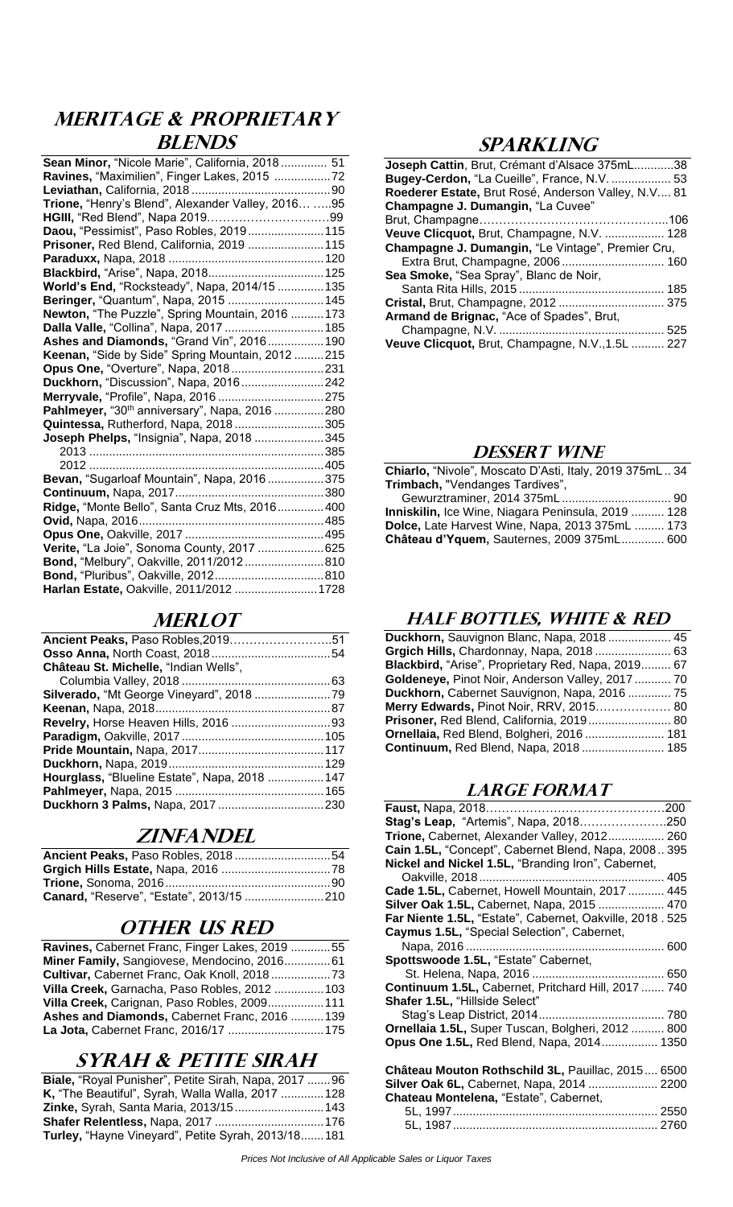## Meritage & Proprietary Blends

**Sean Minor,** "Nicole Marie", California, 2018 .............. 51
**Ravines,** "Maximilien", Finger Lakes, 2015 ................72
**Leviathan,** California, 2018 ..........................................90
**Trione,** "Henry's Blend", Alexander Valley, 2016… .....95
**HGIII,** "Red Blend", Napa 2019…………………………99
**Daou,** "Pessimist", Paso Robles, 2019.......................115
**Prisoner,** Red Blend, California, 2019 .......................115
**Paraduxx,** Napa, 2018 ...............................................120
**Blackbird,** "Arise", Napa, 2018...................................125
**World's End,** "Rocksteady", Napa, 2014/15 ..............135
**Beringer,** "Quantum", Napa, 2015 .............................145
**Newton,** "The Puzzle", Spring Mountain, 2016 ..........173
**Dalla Valle,** "Collina", Napa, 2017 .............................185
**Ashes and Diamonds,** "Grand Vin", 2016.................190
**Keenan,** "Side by Side" Spring Mountain, 2012 .........215
**Opus One,** "Overture", Napa, 2018............................231
**Duckhorn,** "Discussion", Napa, 2016.........................242
**Merryvale,** "Profile", Napa, 2016 ................................275
**Pahlmeyer,** "30th anniversary", Napa, 2016 ...............280
**Quintessa,** Rutherford, Napa, 2018 ...........................305
**Joseph Phelps,** "Insignia", Napa, 2018 .....................345
2013 ......................................................................385
2012 .......................................................................405
**Bevan,** "Sugarloaf Mountain", Napa, 2016 .................375
**Continuum,** Napa, 2017.............................................380
**Ridge,** "Monte Bello", Santa Cruz Mts, 2016.............400
**Ovid,** Napa, 2016........................................................485
**Opus One,** Oakville, 2017 ..........................................495
**Verite,** "La Joie", Sonoma County, 2017 ....................625
**Bond,** "Melbury", Oakville, 2011/2012........................810
**Bond,** "Pluribus", Oakville, 2012.................................810
**Harlan Estate,** Oakville, 2011/2012 .........................1728

## Merlot

**Ancient Peaks,** Paso Robles,2019………………………51
**Osso Anna,** North Coast, 2018....................................54
**Château St. Michelle,** "Indian Wells",
Columbia Valley, 2018 .............................................63
**Silverado,** "Mt George Vineyard", 2018 .......................79
**Keenan,** Napa, 2018.....................................................87
**Revelry,** Horse Heaven Hills, 2016 ..............................93
**Paradigm,** Oakville, 2017 ...........................................105
**Pride Mountain,** Napa, 2017......................................117
**Duckhorn,** Napa, 2019...............................................129
**Hourglass,** "Blueline Estate", Napa, 2018 .................147
**Pahlmeyer,** Napa, 2015 .............................................165
**Duckhorn 3 Palms,** Napa, 2017 ................................230

## Zinfandel

**Ancient Peaks,** Paso Robles, 2018 .............................54
**Grgich Hills Estate,** Napa, 2016 .................................78
**Trione,** Sonoma, 2016..................................................90
**Canard,** "Reserve", "Estate", 2013/15 ........................210

## Other US Red

**Ravines,** Cabernet Franc, Finger Lakes, 2019 ............55
**Miner Family,** Sangiovese, Mendocino, 2016..............61
**Cultivar,** Cabernet Franc, Oak Knoll, 2018..................73
**Villa Creek,** Garnacha, Paso Robles, 2012 ...............103
**Villa Creek,** Carignan, Paso Robles, 2009.................111
**Ashes and Diamonds,** Cabernet Franc, 2016 ...........139
**La Jota,** Cabernet Franc, 2016/17 .............................175

## Syrah & Petite Sirah

**Biale,** "Royal Punisher", Petite Sirah, Napa, 2017 .......96
**K,** "The Beautiful", Syrah, Walla Walla, 2017 .............128
**Zinke,** Syrah, Santa Maria, 2013/15...........................143
**Shafer Relentless,** Napa, 2017 .................................176
**Turley,** "Hayne Vineyard", Petite Syrah, 2013/18.......181

## Sparkling

**Joseph Cattin**, Brut, Crémant d'Alsace 375mL............38
**Bugey-Cerdon,** "La Cueille", France, N.V. .................. 53
**Roederer Estate,** Brut Rosé, Anderson Valley, N.V.... 81
**Champagne J. Dumangin,** "La Cuvee"
Brut, Champagne…………………………………………..106
**Veuve Clicquot,** Brut, Champagne, N.V. .................. 128
**Champagne J. Dumangin,** "Le Vintage", Premier Cru,
Extra Brut, Champagne, 2006 ............................... 160
**Sea Smoke,** "Sea Spray", Blanc de Noir,
Santa Rita Hills, 2015 ............................................ 185
**Cristal,** Brut, Champagne, 2012 ................................ 375
**Armand de Brignac,** "Ace of Spades", Brut,
Champagne, N.V. .................................................. 525
**Veuve Clicquot,** Brut, Champagne, N.V.,1.5L .......... 227

## Dessert Wine

**Chiarlo,** "Nivole", Moscato D'Asti, Italy, 2019 375mL .. 34
**Trimbach,** "Vendanges Tardives",
Gewurztraminer, 2014 375mL ................................. 90
**Inniskilin,** Ice Wine, Niagara Peninsula, 2019 .......... 128
**Dolce,** Late Harvest Wine, Napa, 2013 375mL ......... 173
**Château d'Yquem,** Sauternes, 2009 375mL............. 600

## Half Bottles, White & Red

**Duckhorn,** Sauvignon Blanc, Napa, 2018 .................. 45
**Grgich Hills,** Chardonnay, Napa, 2018 ....................... 63
**Blackbird,** "Arise", Proprietary Red, Napa, 2019......... 67
**Goldeneye,** Pinot Noir, Anderson Valley, 2017 ........... 70
**Duckhorn,** Cabernet Sauvignon, Napa, 2016 ............. 75
**Merry Edwards,** Pinot Noir, RRV, 2015……………… 80
**Prisoner,** Red Blend, California, 2019......................... 80
**Ornellaia,** Red Blend, Bolgheri, 2016 ........................ 181
**Continuum,** Red Blend, Napa, 2018 ......................... 185

## Large Format

**Faust,** Napa, 2018………………………………………200
**Stag's Leap,** "Artemis", Napa, 2018…………………250
**Trione,** Cabernet, Alexander Valley, 2012................. 260
**Cain 1.5L,** "Concept", Cabernet Blend, Napa, 2008.. 395
**Nickel and Nickel 1.5L,** "Branding Iron", Cabernet,
Oakville, 2018 ........................................................ 405
**Cade 1.5L,** Cabernet, Howell Mountain, 2017 ........... 445
**Silver Oak 1.5L,** Cabernet, Napa, 2015 .................... 470
**Far Niente 1.5L,** "Estate", Cabernet, Oakville, 2018 . 525
**Caymus 1.5L,** "Special Selection", Cabernet,
Napa, 2016 ............................................................ 600
**Spottswoode 1.5L,** "Estate" Cabernet,
St. Helena, Napa, 2016 ......................................... 650
**Continuum 1.5L,** Cabernet, Pritchard Hill, 2017 ....... 740
**Shafer 1.5L,** "Hillside Select"
Stag's Leap District, 2014...................................... 780
**Ornellaia 1.5L,** Super Tuscan, Bolgheri, 2012 .......... 800
**Opus One 1.5L,** Red Blend, Napa, 2014................. 1350

**Château Mouton Rothschild 3L,** Pauillac, 2015.... 6500
**Silver Oak 6L,** Cabernet, Napa, 2014 ..................... 2200
**Chateau Montelena,** "Estate", Cabernet,
5L, 1997............................................................. 2550
5L, 1987............................................................. 2760

*Prices Not Inclusive of All Applicable Sales or Liquor Taxes*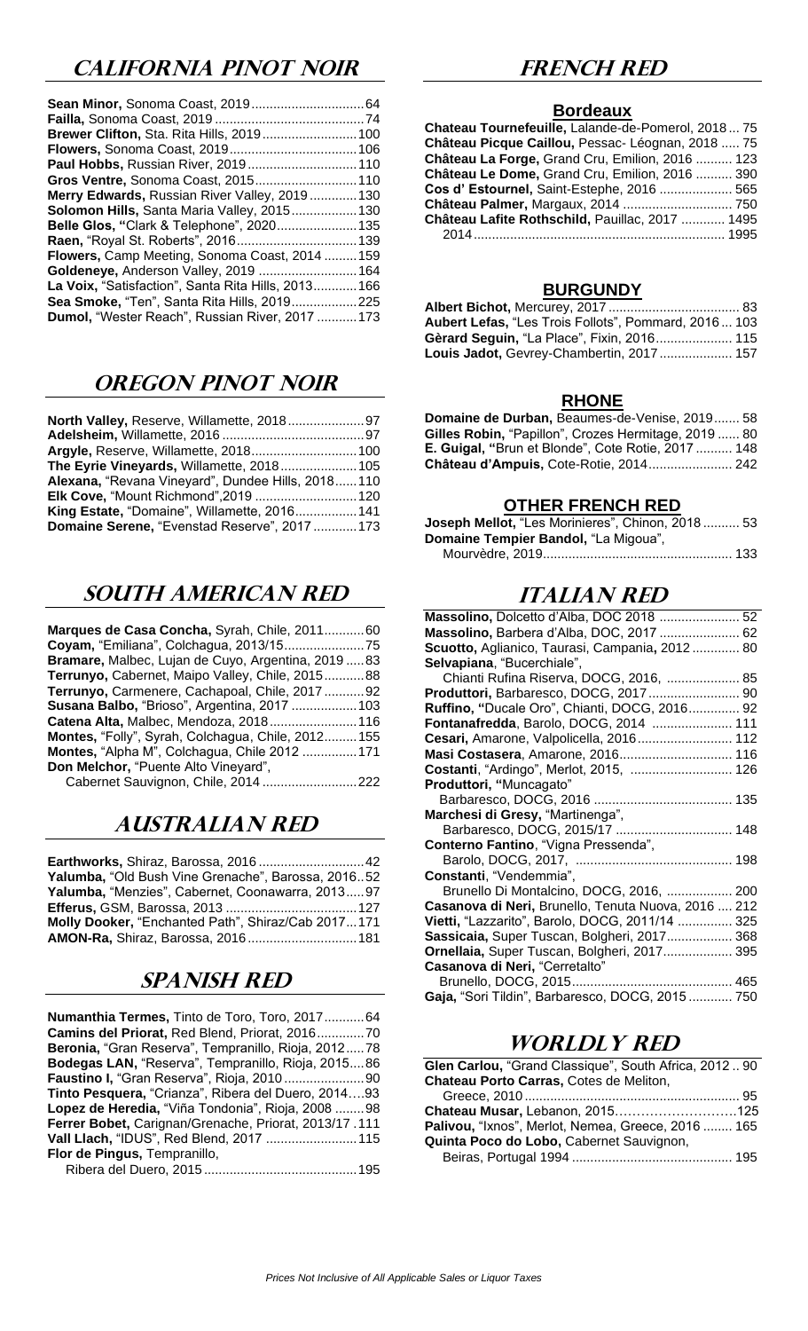## California Pinot Noir

**Sean Minor,** Sonoma Coast, 2019 ... 64
**Failla,** Sonoma Coast, 2019 ... 74
**Brewer Clifton,** Sta. Rita Hills, 2019 ... 100
**Flowers,** Sonoma Coast, 2019 ... 106
**Paul Hobbs,** Russian River, 2019 ... 110
**Gros Ventre,** Sonoma Coast, 2015 ... 110
**Merry Edwards,** Russian River Valley, 2019 ... 130
**Solomon Hills,** Santa Maria Valley, 2015 ... 130
**Belle Glos, "**Clark & Telephone", 2020 ... 135
**Raen,** "Royal St. Roberts", 2016 ... 139
**Flowers,** Camp Meeting, Sonoma Coast, 2014 ... 159
**Goldeneye,** Anderson Valley, 2019 ... 164
**La Voix,** "Satisfaction", Santa Rita Hills, 2013 ... 166
**Sea Smoke,** "Ten", Santa Rita Hills, 2019 ... 225
**Dumol,** "Wester Reach", Russian River, 2017 ... 173

## Oregon Pinot Noir

**North Valley,** Reserve, Willamette, 2018 ... 97
**Adelsheim,** Willamette, 2016 ... 97
**Argyle,** Reserve, Willamette, 2018 ... 100
**The Eyrie Vineyards,** Willamette, 2018 ... 105
**Alexana,** "Revana Vineyard", Dundee Hills, 2018 ... 110
**Elk Cove,** "Mount Richmond",2019 ... 120
**King Estate,** "Domaine", Willamette, 2016 ... 141
**Domaine Serene,** "Evenstad Reserve", 2017 ... 173

## South American Red

**Marques de Casa Concha,** Syrah, Chile, 2011 ... 60
**Coyam,** "Emiliana", Colchagua, 2013/15 ... 75
**Bramare,** Malbec, Lujan de Cuyo, Argentina, 2019 ... 83
**Terrunyo,** Cabernet, Maipo Valley, Chile, 2015 ... 88
**Terrunyo,** Carmenere, Cachapoal, Chile, 2017 ... 92
**Susana Balbo,** "Brioso", Argentina, 2017 ... 103
**Catena Alta,** Malbec, Mendoza, 2018 ... 116
**Montes,** "Folly", Syrah, Colchagua, Chile, 2012 ... 155
**Montes,** "Alpha M", Colchagua, Chile 2012 ... 171
**Don Melchor,** "Puente Alto Vineyard",
Cabernet Sauvignon, Chile, 2014 ... 222

## Australian Red

**Earthworks,** Shiraz, Barossa, 2016 ... 42
**Yalumba,** "Old Bush Vine Grenache", Barossa, 2016 ... 52
**Yalumba,** "Menzies", Cabernet, Coonawarra, 2013 ... 97
**Efferus,** GSM, Barossa, 2013 ... 127
**Molly Dooker,** "Enchanted Path", Shiraz/Cab 2017 ... 171
**AMON-Ra,** Shiraz, Barossa, 2016 ... 181

## Spanish Red

**Numanthia Termes,** Tinto de Toro, Toro, 2017 ... 64
**Camins del Priorat,** Red Blend, Priorat, 2016 ... 70
**Beronia,** "Gran Reserva", Tempranillo, Rioja, 2012 ... 78
**Bodegas LAN,** "Reserva", Tempranillo, Rioja, 2015 ... 86
**Faustino I,** "Gran Reserva", Rioja, 2010 ... 90
**Tinto Pesquera,** "Crianza", Ribera del Duero, 2014 ... 93
**Lopez de Heredia,** "Viña Tondonia", Rioja, 2008 ... 98
**Ferrer Bobet,** Carignan/Grenache, Priorat, 2013/17 ... 111
**Vall Llach,** "IDUS", Red Blend, 2017 ... 115
**Flor de Pingus,** Tempranillo,
Ribera del Duero, 2015 ... 195

## French Red

### Bordeaux

**Chateau Tournefeuille,** Lalande-de-Pomerol, 2018 ... 75
**Château Picque Caillou,** Pessac- Léognan, 2018 ... 75
**Château La Forge,** Grand Cru, Emilion, 2016 ... 123
**Château Le Dome,** Grand Cru, Emilion, 2016 ... 390
**Cos d' Estournel,** Saint-Estephe, 2016 ... 565
**Château Palmer,** Margaux, 2014 ... 750
**Château Lafite Rothschild,** Pauillac, 2017 ... 1495
2014 ... 1995

### BURGUNDY

**Albert Bichot,** Mercurey, 2017 ... 83
**Aubert Lefas,** "Les Trois Follots", Pommard, 2016 ... 103
**Gèrard Seguin,** "La Place", Fixin, 2016 ... 115
**Louis Jadot,** Gevrey-Chambertin, 2017 ... 157

### RHONE

**Domaine de Durban,** Beaumes-de-Venise, 2019 ... 58
**Gilles Robin,** "Papillon", Crozes Hermitage, 2019 ... 80
**E. Guigal, "**Brun et Blonde", Cote Rotie, 2017 ... 148
**Château d'Ampuis,** Cote-Rotie, 2014 ... 242

### OTHER FRENCH RED

**Joseph Mellot,** "Les Morinieres", Chinon, 2018 ... 53
**Domaine Tempier Bandol,** "La Migoua",
Mourvèdre, 2019 ... 133

## Italian Red

**Massolino,** Dolcetto d'Alba, DOC 2018 ... 52
**Massolino,** Barbera d'Alba, DOC, 2017 ... 62
**Scuotto,** Aglianico, Taurasi, Campania**,** 2012 ... 80
**Selvapiana**, "Bucerchiale",
Chianti Rufina Riserva, DOCG, 2016, ... 85
**Produttori,** Barbaresco, DOCG, 2017 ... 90
**Ruffino, "**Ducale Oro", Chianti, DOCG, 2016 ... 92
**Fontanafredda**, Barolo, DOCG, 2014 ... 111
**Cesari,** Amarone, Valpolicella, 2016 ... 112
**Masi Costasera**, Amarone, 2016 ... 116
**Costanti**, "Ardingo", Merlot, 2015, ... 126
**Produttori, "**Muncagato"
Barbaresco, DOCG, 2016 ... 135
**Marchesi di Gresy,** "Martinenga",
Barbaresco, DOCG, 2015/17 ... 148
**Conterno Fantino**, "Vigna Pressenda",
Barolo, DOCG, 2017, ... 198
**Constanti**, "Vendemmia",
Brunello Di Montalcino, DOCG, 2016, ... 200
**Casanova di Neri,** Brunello, Tenuta Nuova, 2016 ... 212
**Vietti,** "Lazzarito", Barolo, DOCG, 2011/14 ... 325
**Sassicaia,** Super Tuscan, Bolgheri, 2017 ... 368
**Ornellaia,** Super Tuscan, Bolgheri, 2017 ... 395
**Casanova di Neri,** "Cerretalto"
Brunello, DOCG, 2015 ... 465
**Gaja,** "Sori Tildin", Barbaresco, DOCG, 2015 ... 750

## Worldly Red

**Glen Carlou,** "Grand Classique", South Africa, 2012 ... 90
**Chateau Porto Carras,** Cotes de Meliton,
Greece, 2010 ... 95
**Chateau Musar,** Lebanon, 2015 ... 125
**Palivou,** "Ixnos", Merlot, Nemea, Greece, 2016 ... 165
**Quinta Poco do Lobo,** Cabernet Sauvignon,
Beiras, Portugal 1994 ... 195

*Prices Not Inclusive of All Applicable Sales or Liquor Taxes*